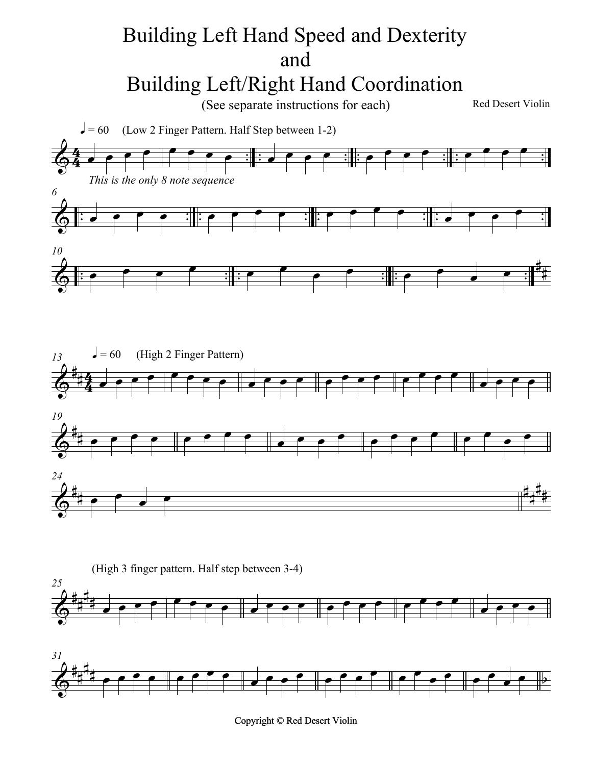# Building Left Hand Speed and Dexterity
# and
# Building Left/Right Hand Coordination

(See separate instructions for each)

Red Desert Violin

♩ = 60 (Low 2 Finger Pattern. Half Step between 1-2)

*This is the only 8 note sequence*

♩ = 60 (High 2 Finger Pattern)

(High 3 finger pattern. Half step between 3-4)

Copyright © Red Desert Violin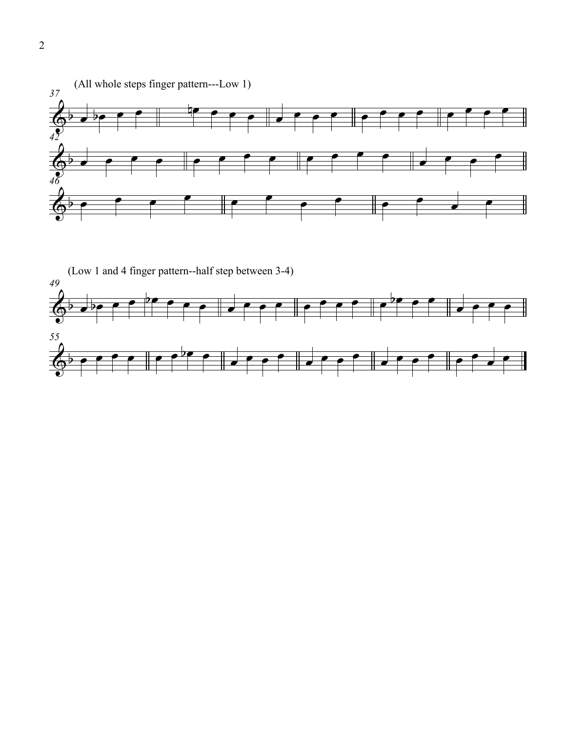(All whole steps finger pattern---Low 1)

(Low 1 and 4 finger pattern--half step between 3-4)